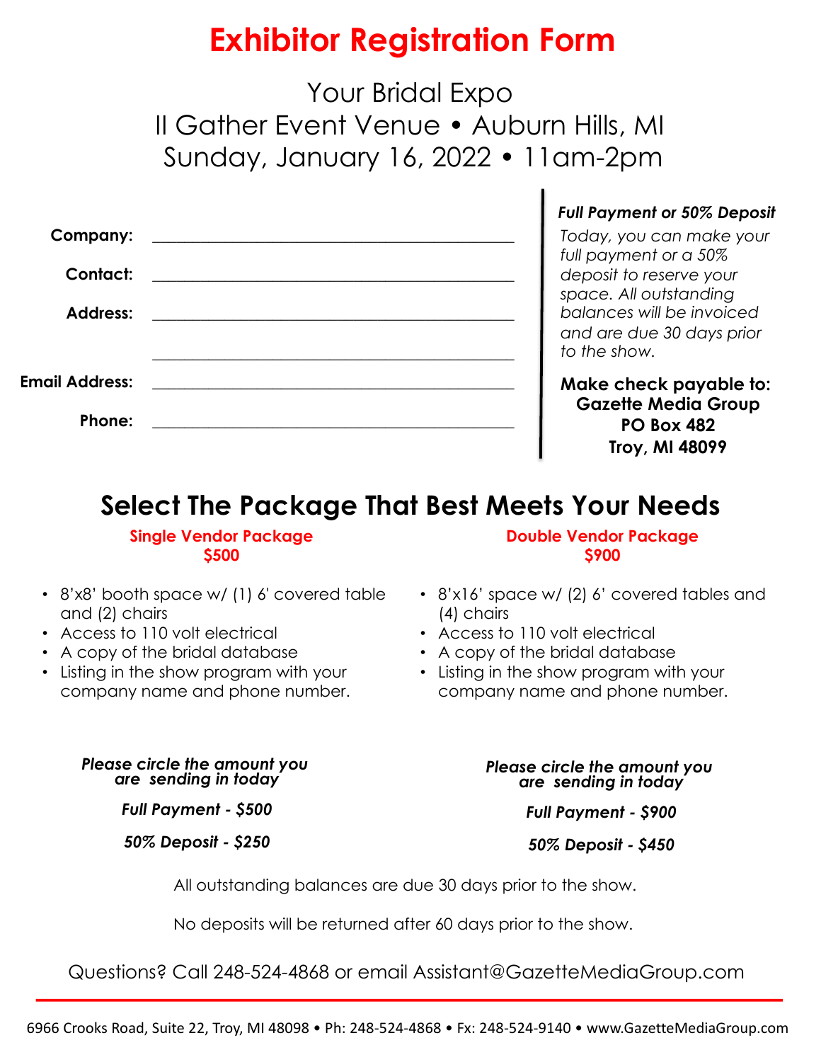# Exhibitor Registration Form

## Your Bridal Expo
## II Gather Event Venue • Auburn Hills, MI
## Sunday, January 16, 2022 • 11am-2pm

**Company:** ________________________________________

**Contact:** ________________________________________

**Address:** ________________________________________

________________________________________

**Email Address:** ________________________________________

**Phone:** ________________________________________

***Full Payment or 50% Deposit***

*Today, you can make your full payment or a 50% deposit to reserve your space. All outstanding balances will be invoiced and are due 30 days prior to the show.*

**Make check payable to:**
**Gazette Media Group**
**PO Box 482**
**Troy, MI 48099**

## Select The Package That Best Meets Your Needs

### Single Vendor Package
### $500

- 8'x8' booth space w/ (1) 6' covered table and (2) chairs
- Access to 110 volt electrical
- A copy of the bridal database
- Listing in the show program with your company name and phone number.

***Please circle the amount you are sending in today***

***Full Payment - $500***

***50% Deposit - $250***

### Double Vendor Package
### $900

- 8'x16' space w/ (2) 6' covered tables and (4) chairs
- Access to 110 volt electrical
- A copy of the bridal database
- Listing in the show program with your company name and phone number.

***Please circle the amount you are sending in today***

***Full Payment - $900***

***50% Deposit - $450***

All outstanding balances are due 30 days prior to the show.

No deposits will be returned after 60 days prior to the show.

Questions? Call 248-524-4868 or email Assistant@GazetteMediaGroup.com

6966 Crooks Road, Suite 22, Troy, MI 48098 • Ph: 248-524-4868 • Fx: 248-524-9140 • www.GazetteMediaGroup.com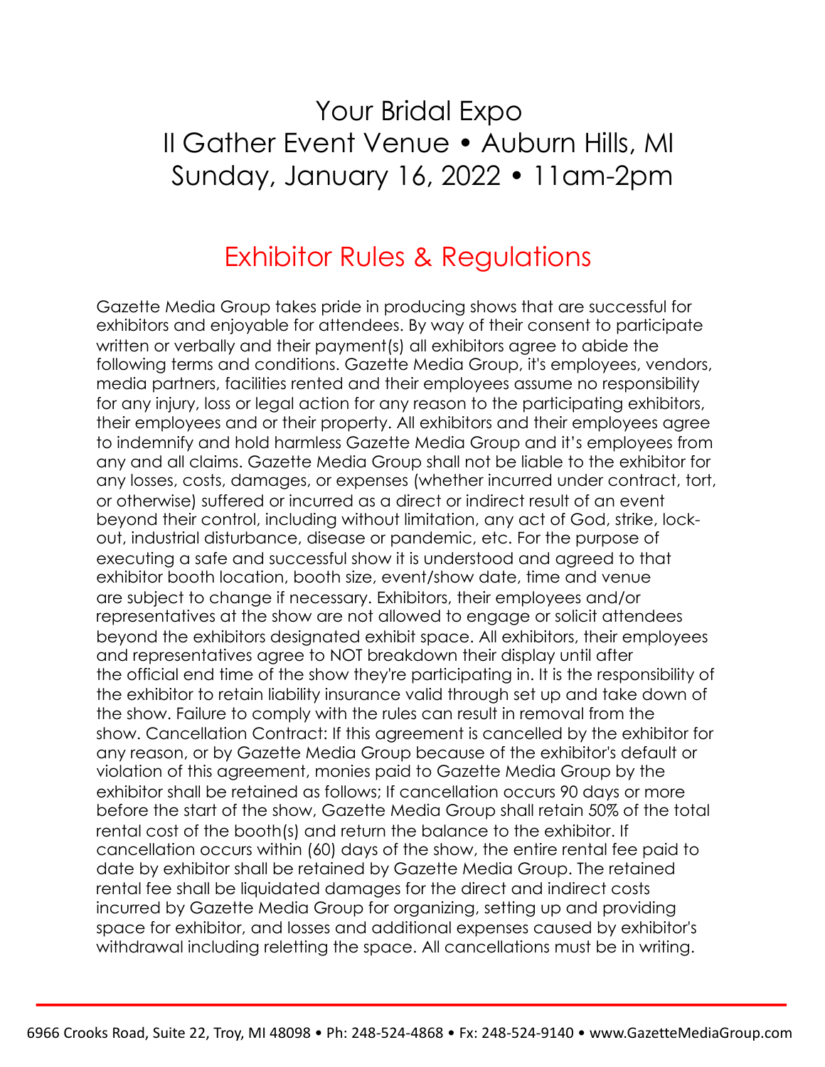# Your Bridal Expo
# Il Gather Event Venue • Auburn Hills, MI
# Sunday, January 16, 2022 • 11am-2pm

## Exhibitor Rules & Regulations

Gazette Media Group takes pride in producing shows that are successful for exhibitors and enjoyable for attendees. By way of their consent to participate written or verbally and their payment(s) all exhibitors agree to abide the following terms and conditions. Gazette Media Group, it's employees, vendors, media partners, facilities rented and their employees assume no responsibility for any injury, loss or legal action for any reason to the participating exhibitors, their employees and or their property. All exhibitors and their employees agree to indemnify and hold harmless Gazette Media Group and it's employees from any and all claims. Gazette Media Group shall not be liable to the exhibitor for any losses, costs, damages, or expenses (whether incurred under contract, tort, or otherwise) suffered or incurred as a direct or indirect result of an event beyond their control, including without limitation, any act of God, strike, lock-out, industrial disturbance, disease or pandemic, etc. For the purpose of executing a safe and successful show it is understood and agreed to that exhibitor booth location, booth size, event/show date, time and venue are subject to change if necessary. Exhibitors, their employees and/or representatives at the show are not allowed to engage or solicit attendees beyond the exhibitors designated exhibit space. All exhibitors, their employees and representatives agree to NOT breakdown their display until after the official end time of the show they're participating in. It is the responsibility of the exhibitor to retain liability insurance valid through set up and take down of the show. Failure to comply with the rules can result in removal from the show. Cancellation Contract: If this agreement is cancelled by the exhibitor for any reason, or by Gazette Media Group because of the exhibitor's default or violation of this agreement, monies paid to Gazette Media Group by the exhibitor shall be retained as follows; If cancellation occurs 90 days or more before the start of the show, Gazette Media Group shall retain 50% of the total rental cost of the booth(s) and return the balance to the exhibitor. If cancellation occurs within (60) days of the show, the entire rental fee paid to date by exhibitor shall be retained by Gazette Media Group. The retained rental fee shall be liquidated damages for the direct and indirect costs incurred by Gazette Media Group for organizing, setting up and providing space for exhibitor, and losses and additional expenses caused by exhibitor's withdrawal including reletting the space. All cancellations must be in writing.

6966 Crooks Road, Suite 22, Troy, MI 48098 • Ph: 248-524-4868 • Fx: 248-524-9140 • www.GazetteMediaGroup.com